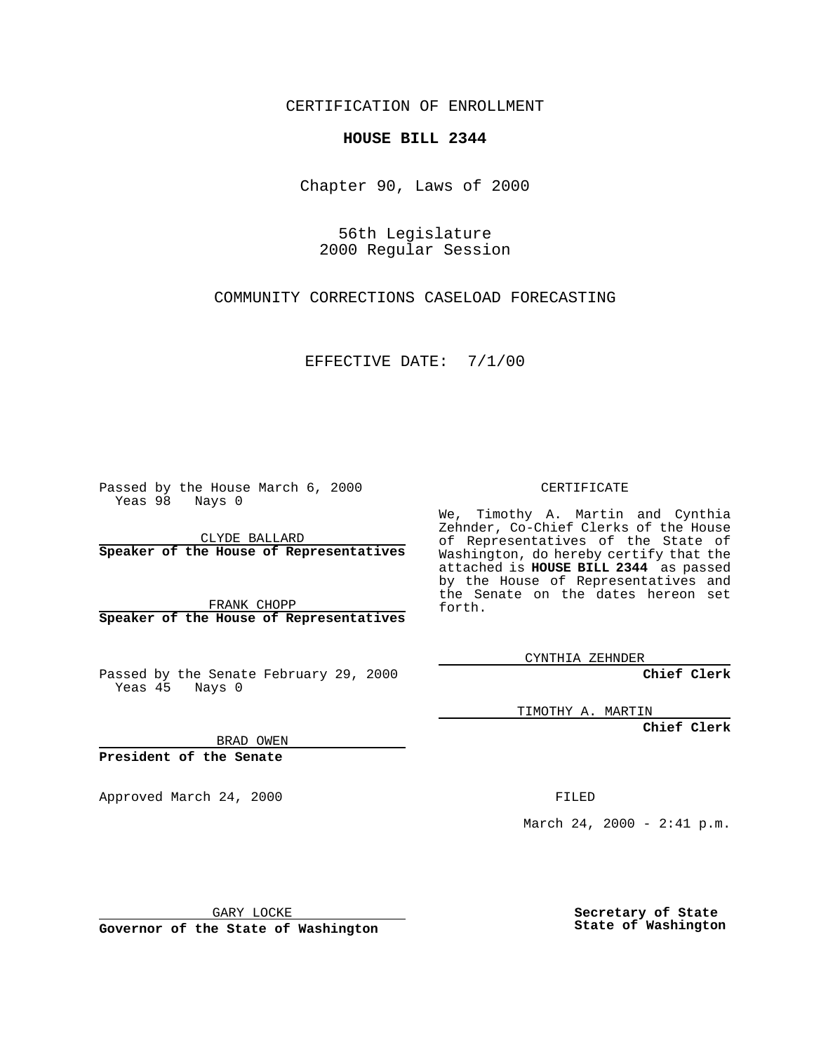CERTIFICATION OF ENROLLMENT

**HOUSE BILL 2344**

Chapter 90, Laws of 2000

56th Legislature
2000 Regular Session

COMMUNITY CORRECTIONS CASELOAD FORECASTING

EFFECTIVE DATE: 7/1/00

Passed by the House March 6, 2000
Yeas 98 Nays 0

CLYDE BALLARD
**Speaker of the House of Representatives**

FRANK CHOPP
**Speaker of the House of Representatives**

Passed by the Senate February 29, 2000
Yeas 45 Nays 0

BRAD OWEN
**President of the Senate**

Approved March 24, 2000

GARY LOCKE
**Governor of the State of Washington**

CERTIFICATE

We, Timothy A. Martin and Cynthia Zehnder, Co-Chief Clerks of the House of Representatives of the State of Washington, do hereby certify that the attached is **HOUSE BILL 2344** as passed by the House of Representatives and the Senate on the dates hereon set forth.

CYNTHIA ZEHNDER
**Chief Clerk**

TIMOTHY A. MARTIN
**Chief Clerk**

FILED

March 24, 2000 - 2:41 p.m.

**Secretary of State**
**State of Washington**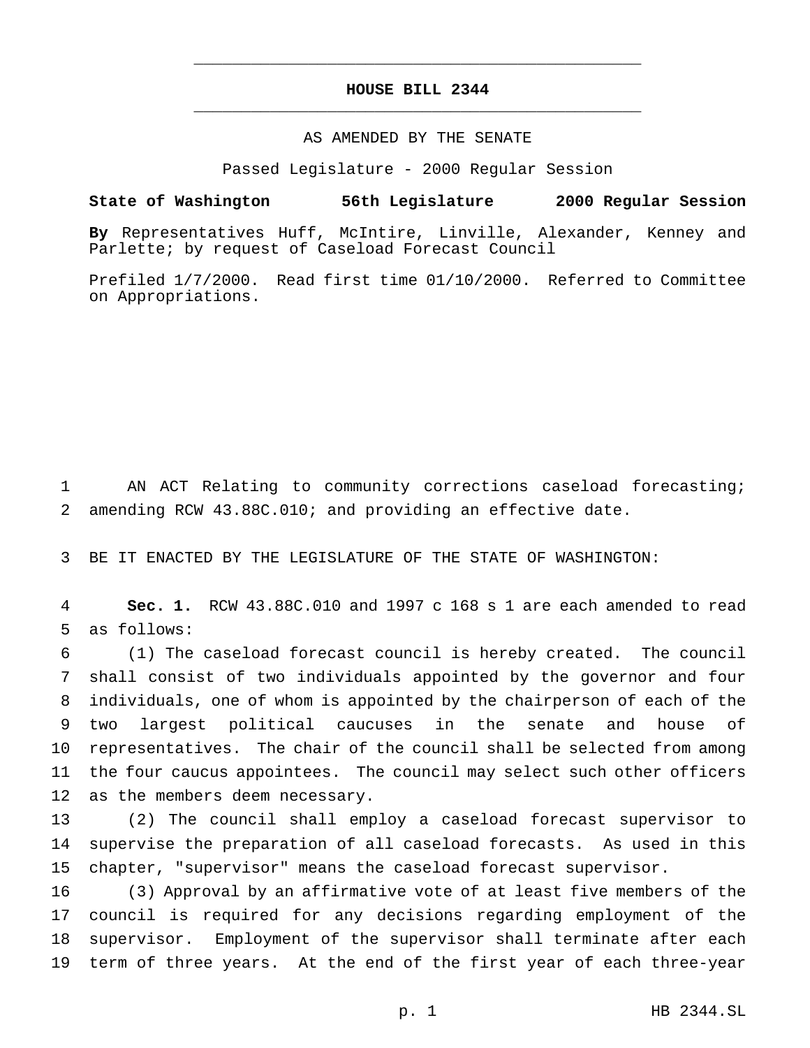# HOUSE BILL 2344

AS AMENDED BY THE SENATE

Passed Legislature - 2000 Regular Session

**State of Washington 56th Legislature 2000 Regular Session**

**By** Representatives Huff, McIntire, Linville, Alexander, Kenney and Parlette; by request of Caseload Forecast Council

Prefiled 1/7/2000. Read first time 01/10/2000. Referred to Committee on Appropriations.

AN ACT Relating to community corrections caseload forecasting; amending RCW 43.88C.010; and providing an effective date.

BE IT ENACTED BY THE LEGISLATURE OF THE STATE OF WASHINGTON:

**Sec. 1.** RCW 43.88C.010 and 1997 c 168 s 1 are each amended to read as follows:

(1) The caseload forecast council is hereby created. The council shall consist of two individuals appointed by the governor and four individuals, one of whom is appointed by the chairperson of each of the two largest political caucuses in the senate and house of representatives. The chair of the council shall be selected from among the four caucus appointees. The council may select such other officers as the members deem necessary.

(2) The council shall employ a caseload forecast supervisor to supervise the preparation of all caseload forecasts. As used in this chapter, "supervisor" means the caseload forecast supervisor.

(3) Approval by an affirmative vote of at least five members of the council is required for any decisions regarding employment of the supervisor. Employment of the supervisor shall terminate after each term of three years. At the end of the first year of each three-year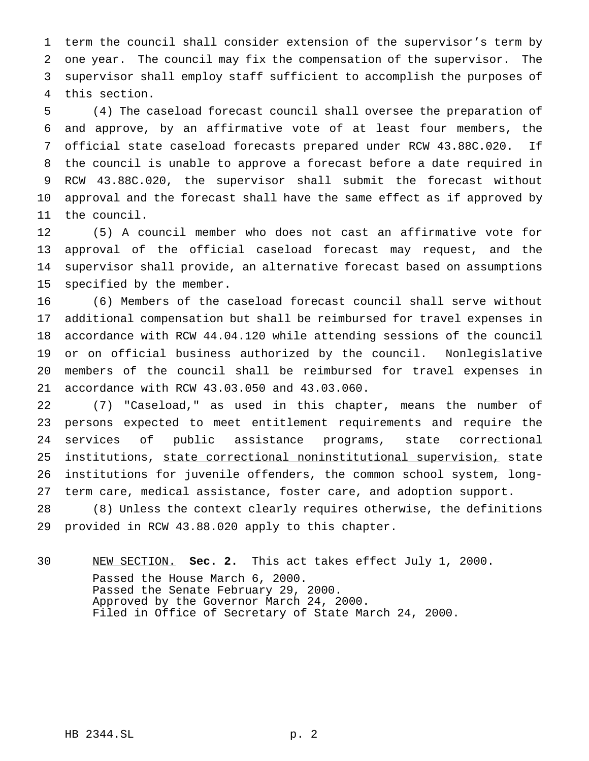term the council shall consider extension of the supervisor's term by one year. The council may fix the compensation of the supervisor. The supervisor shall employ staff sufficient to accomplish the purposes of this section.

(4) The caseload forecast council shall oversee the preparation of and approve, by an affirmative vote of at least four members, the official state caseload forecasts prepared under RCW 43.88C.020. If the council is unable to approve a forecast before a date required in RCW 43.88C.020, the supervisor shall submit the forecast without approval and the forecast shall have the same effect as if approved by the council.

(5) A council member who does not cast an affirmative vote for approval of the official caseload forecast may request, and the supervisor shall provide, an alternative forecast based on assumptions specified by the member.

(6) Members of the caseload forecast council shall serve without additional compensation but shall be reimbursed for travel expenses in accordance with RCW 44.04.120 while attending sessions of the council or on official business authorized by the council. Nonlegislative members of the council shall be reimbursed for travel expenses in accordance with RCW 43.03.050 and 43.03.060.

(7) "Caseload," as used in this chapter, means the number of persons expected to meet entitlement requirements and require the services of public assistance programs, state correctional institutions, <u>state correctional noninstitutional supervision,</u> state institutions for juvenile offenders, the common school system, long-term care, medical assistance, foster care, and adoption support.

(8) Unless the context clearly requires otherwise, the definitions provided in RCW 43.88.020 apply to this chapter.

<u>NEW SECTION.</u> **Sec. 2.** This act takes effect July 1, 2000.

Passed the House March 6, 2000.
Passed the Senate February 29, 2000.
Approved by the Governor March 24, 2000.
Filed in Office of Secretary of State March 24, 2000.